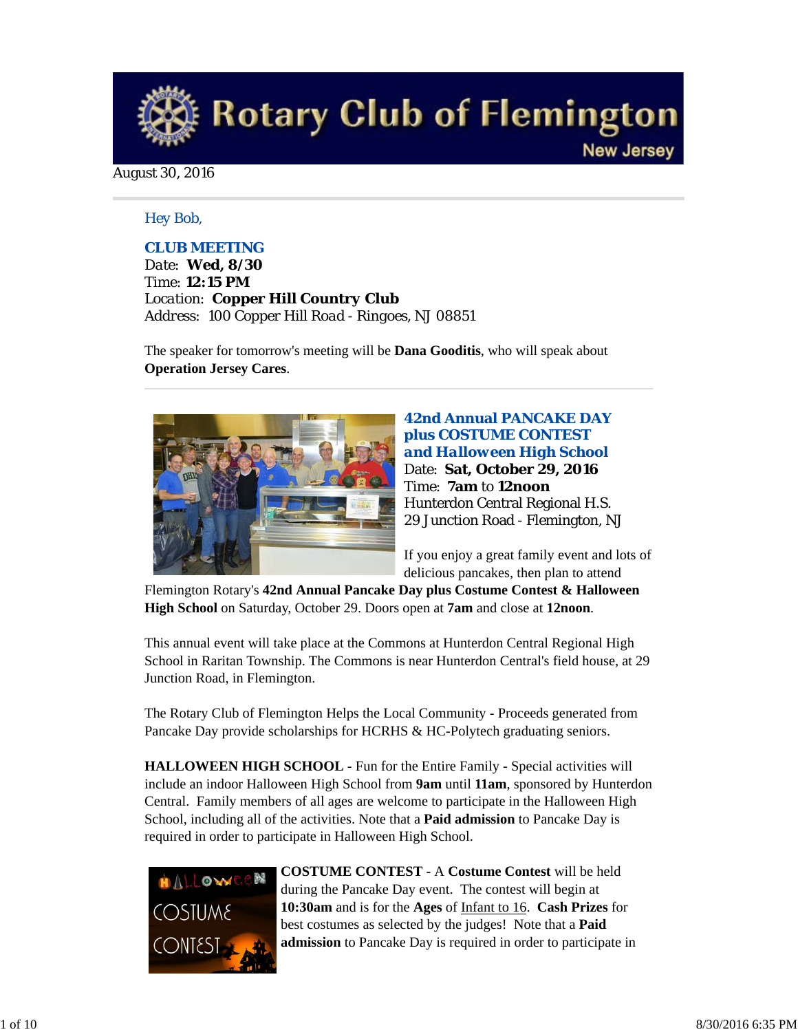# Rotary Club of Flemington

New Jersey

August 30, 2016

Hey Bob,

### CLUB MEETING

Date: **Wed, 8/30**
Time: **12:15 PM**
Location: **Copper Hill Country Club**
Address: 100 Copper Hill Road - Ringoes, NJ 08851

The speaker for tomorrow's meeting will be **Dana Gooditis**, who will speak about **Operation Jersey Cares**.

---

### 42nd Annual PANCAKE DAY plus COSTUME CONTEST and Halloween High School

Date: **Sat, October 29, 2016**
Time: **7am** to **12noon**
Hunterdon Central Regional H.S.
29 Junction Road - Flemington, NJ

If you enjoy a great family event and lots of delicious pancakes, then plan to attend Flemington Rotary's **42nd Annual Pancake Day plus Costume Contest & Halloween High School** on Saturday, October 29. Doors open at **7am** and close at **12noon**.

This annual event will take place at the Commons at Hunterdon Central Regional High School in Raritan Township. The Commons is near Hunterdon Central's field house, at 29 Junction Road, in Flemington.

The Rotary Club of Flemington Helps the Local Community - Proceeds generated from Pancake Day provide scholarships for HCRHS & HC-Polytech graduating seniors.

**HALLOWEEN HIGH SCHOOL** - Fun for the Entire Family - Special activities will include an indoor Halloween High School from **9am** until **11am**, sponsored by Hunterdon Central. Family members of all ages are welcome to participate in the Halloween High School, including all of the activities. Note that a **Paid admission** to Pancake Day is required in order to participate in Halloween High School.

**COSTUME CONTEST** - A **Costume Contest** will be held during the Pancake Day event. The contest will begin at **10:30am** and is for the **Ages** of Infant to 16. **Cash Prizes** for best costumes as selected by the judges! Note that a **Paid admission** to Pancake Day is required in order to participate in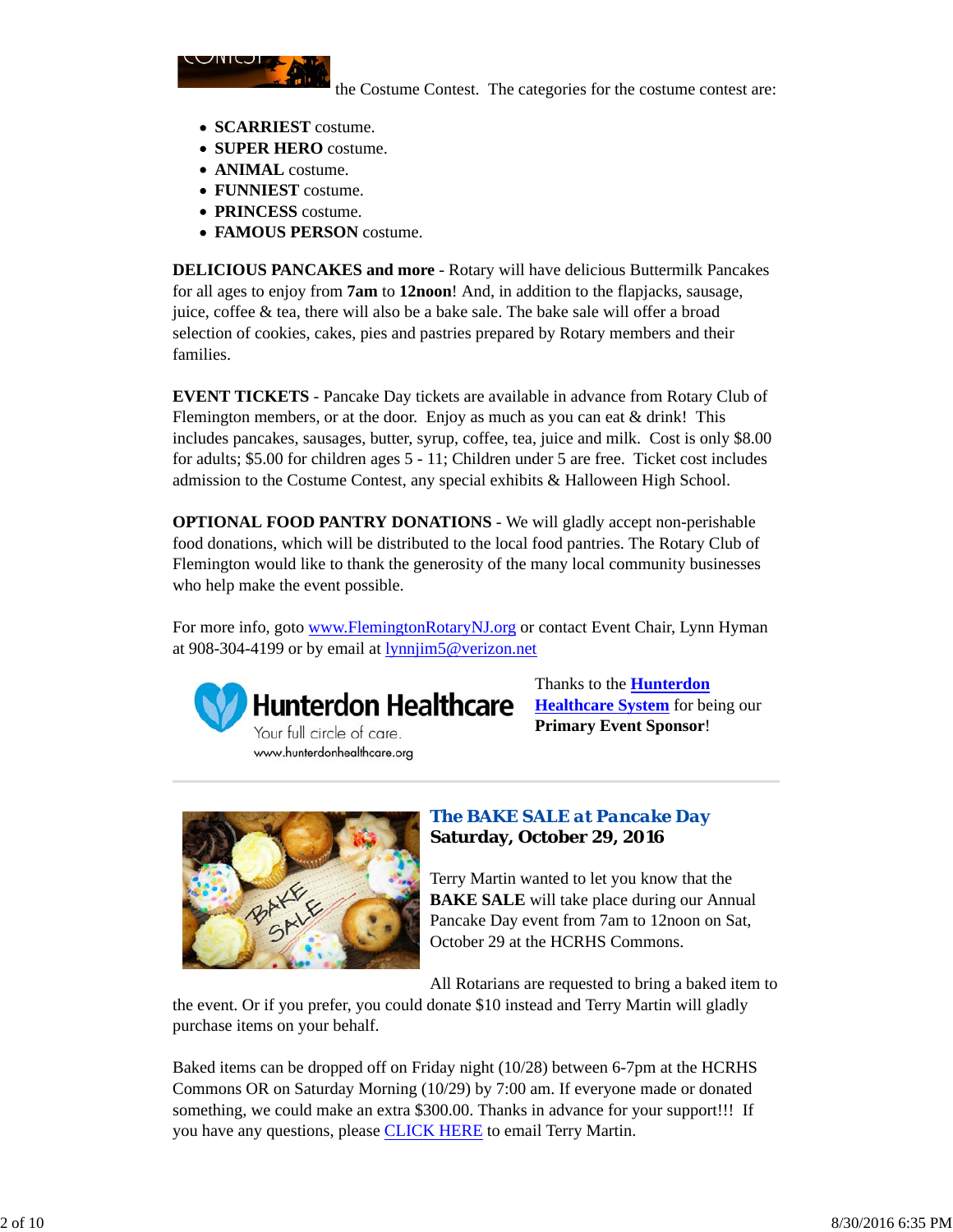the Costume Contest.  The categories for the costume contest are:

- **SCARRIEST** costume.
- **SUPER HERO** costume.
- **ANIMAL** costume.
- **FUNNIEST** costume.
- **PRINCESS** costume.
- **FAMOUS PERSON** costume.

**DELICIOUS PANCAKES and more** - Rotary will have delicious Buttermilk Pancakes for all ages to enjoy from **7am** to **12noon**! And, in addition to the flapjacks, sausage, juice, coffee & tea, there will also be a bake sale. The bake sale will offer a broad selection of cookies, cakes, pies and pastries prepared by Rotary members and their families.

**EVENT TICKETS** - Pancake Day tickets are available in advance from Rotary Club of Flemington members, or at the door.  Enjoy as much as you can eat & drink!  This includes pancakes, sausages, butter, syrup, coffee, tea, juice and milk.  Cost is only $8.00 for adults; $5.00 for children ages 5 - 11; Children under 5 are free.  Ticket cost includes admission to the Costume Contest, any special exhibits & Halloween High School.

**OPTIONAL FOOD PANTRY DONATIONS** - We will gladly accept non-perishable food donations, which will be distributed to the local food pantries. The Rotary Club of Flemington would like to thank the generosity of the many local community businesses who help make the event possible.

For more info, goto www.FlemingtonRotaryNJ.org or contact Event Chair, Lynn Hyman at 908-304-4199 or by email at lynnjim5@verizon.net

Thanks to the **Hunterdon Healthcare System** for being our **Primary Event Sponsor**!

---

## *The BAKE SALE at Pancake Day*
### Saturday, October 29, 2016

Terry Martin wanted to let you know that the **BAKE SALE** will take place during our Annual Pancake Day event from 7am to 12noon on Sat, October 29 at the HCRHS Commons.

All Rotarians are requested to bring a baked item to the event. Or if you prefer, you could donate $10 instead and Terry Martin will gladly purchase items on your behalf.

Baked items can be dropped off on Friday night (10/28) between 6-7pm at the HCRHS Commons OR on Saturday Morning (10/29) by 7:00 am. If everyone made or donated something, we could make an extra $300.00. Thanks in advance for your support!!!  If you have any questions, please CLICK HERE to email Terry Martin.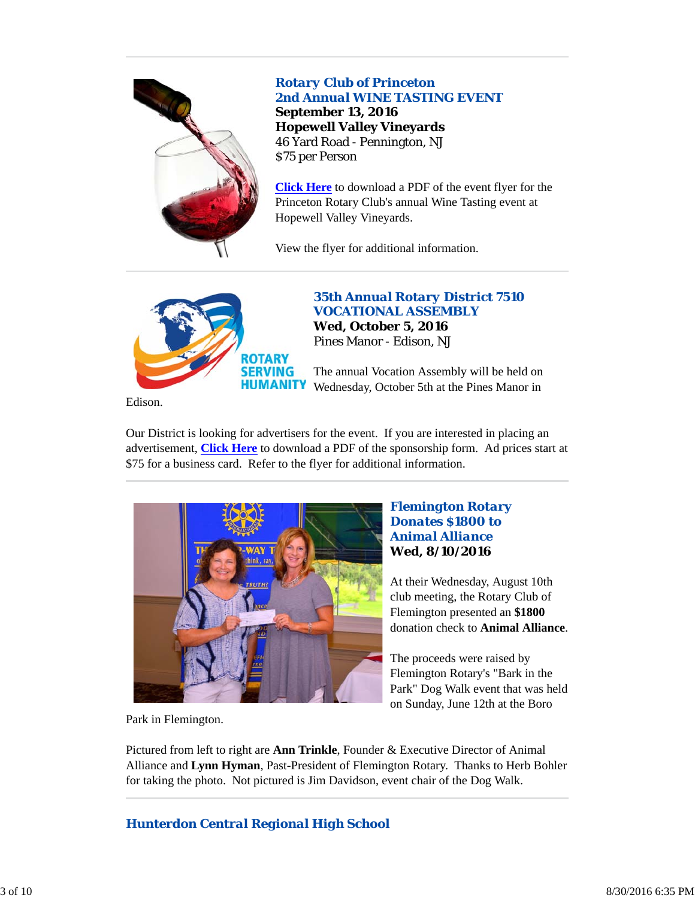## Rotary Club of Princeton
## 2nd Annual WINE TASTING EVENT

**September 13, 2016**
**Hopewell Valley Vineyards**
46 Yard Road - Pennington, NJ
$75 per Person

**Click Here** to download a PDF of the event flyer for the Princeton Rotary Club's annual Wine Tasting event at Hopewell Valley Vineyards.

View the flyer for additional information.

---

## 35th Annual Rotary District 7510
## VOCATIONAL ASSEMBLY

**Wed, October 5, 2016**
Pines Manor - Edison, NJ

The annual Vocation Assembly will be held on Wednesday, October 5th at the Pines Manor in Edison.

Our District is looking for advertisers for the event. If you are interested in placing an advertisement, **Click Here** to download a PDF of the sponsorship form. Ad prices start at $75 for a business card. Refer to the flyer for additional information.

---

## Flemington Rotary Donates $1800 to Animal Alliance

**Wed, 8/10/2016**

At their Wednesday, August 10th club meeting, the Rotary Club of Flemington presented an **$1800** donation check to **Animal Alliance**.

The proceeds were raised by Flemington Rotary's "Bark in the Park" Dog Walk event that was held on Sunday, June 12th at the Boro Park in Flemington.

Pictured from left to right are **Ann Trinkle**, Founder & Executive Director of Animal Alliance and **Lynn Hyman**, Past-President of Flemington Rotary. Thanks to Herb Bohler for taking the photo. Not pictured is Jim Davidson, event chair of the Dog Walk.

---

## Hunterdon Central Regional High School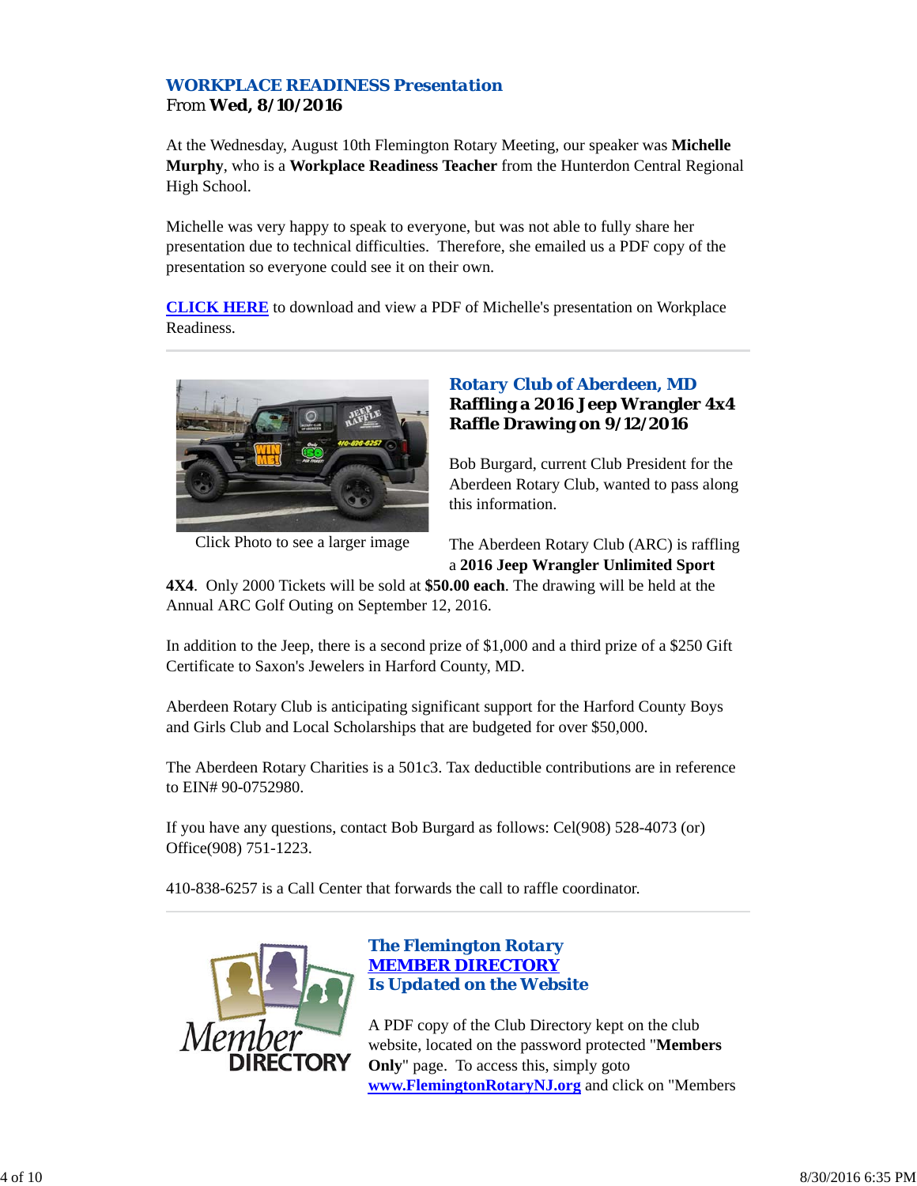## *WORKPLACE READINESS Presentation*

From **Wed, 8/10/2016**

At the Wednesday, August 10th Flemington Rotary Meeting, our speaker was **Michelle Murphy**, who is a **Workplace Readiness Teacher** from the Hunterdon Central Regional High School.

Michelle was very happy to speak to everyone, but was not able to fully share her presentation due to technical difficulties. Therefore, she emailed us a PDF copy of the presentation so everyone could see it on their own.

**CLICK HERE** to download and view a PDF of Michelle's presentation on Workplace Readiness.

---

Click Photo to see a larger image

## *Rotary Club of Aberdeen, MD*

**Raffling a 2016 Jeep Wrangler 4x4**
**Raffle Drawing on 9/12/2016**

Bob Burgard, current Club President for the Aberdeen Rotary Club, wanted to pass along this information.

The Aberdeen Rotary Club (ARC) is raffling a **2016 Jeep Wrangler Unlimited Sport 4X4**. Only 2000 Tickets will be sold at **$50.00 each**. The drawing will be held at the Annual ARC Golf Outing on September 12, 2016.

In addition to the Jeep, there is a second prize of $1,000 and a third prize of a $250 Gift Certificate to Saxon's Jewelers in Harford County, MD.

Aberdeen Rotary Club is anticipating significant support for the Harford County Boys and Girls Club and Local Scholarships that are budgeted for over $50,000.

The Aberdeen Rotary Charities is a 501c3. Tax deductible contributions are in reference to EIN# 90-0752980.

If you have any questions, contact Bob Burgard as follows: Cel(908) 528-4073 (or) Office(908) 751-1223.

410-838-6257 is a Call Center that forwards the call to raffle coordinator.

---

## *The Flemington Rotary MEMBER DIRECTORY Is Updated on the Website*

A PDF copy of the Club Directory kept on the club website, located on the password protected "**Members Only**" page. To access this, simply goto **www.FlemingtonRotaryNJ.org** and click on "Members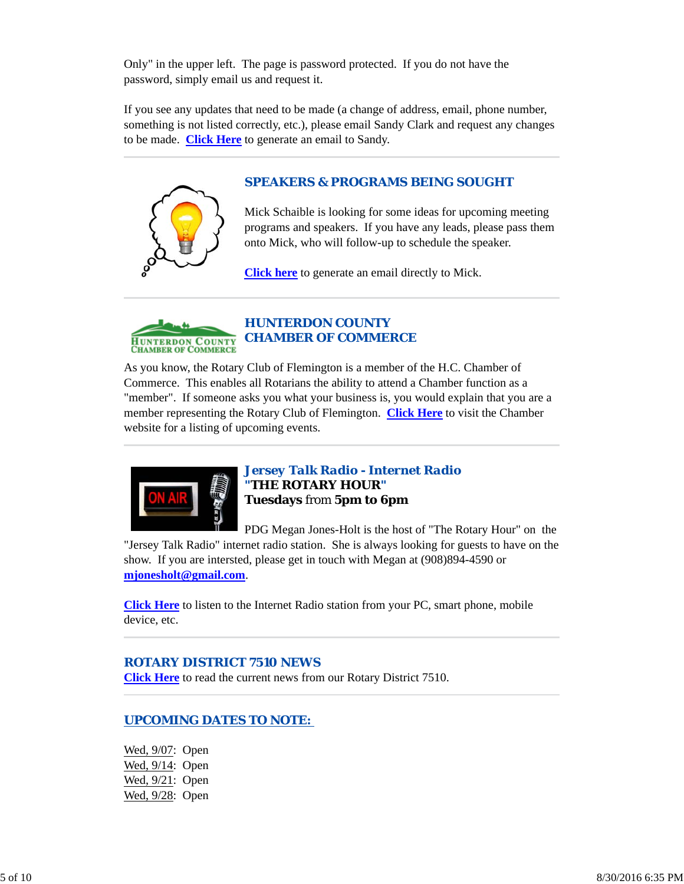Only" in the upper left. The page is password protected. If you do not have the password, simply email us and request it.

If you see any updates that need to be made (a change of address, email, phone number, something is not listed correctly, etc.), please email Sandy Clark and request any changes to be made. **Click Here** to generate an email to Sandy.

---

## SPEAKERS & PROGRAMS BEING SOUGHT

Mick Schaible is looking for some ideas for upcoming meeting programs and speakers. If you have any leads, please pass them onto Mick, who will follow-up to schedule the speaker.

**Click here** to generate an email directly to Mick.

---

## HUNTERDON COUNTY CHAMBER OF COMMERCE

As you know, the Rotary Club of Flemington is a member of the H.C. Chamber of Commerce. This enables all Rotarians the ability to attend a Chamber function as a "member". If someone asks you what your business is, you would explain that you are a member representing the Rotary Club of Flemington. **Click Here** to visit the Chamber website for a listing of upcoming events.

---

## Jersey Talk Radio - Internet Radio

**"THE ROTARY HOUR"**

**Tuesdays** from **5pm to 6pm**

PDG Megan Jones-Holt is the host of "The Rotary Hour" on the "Jersey Talk Radio" internet radio station. She is always looking for guests to have on the show. If you are intersted, please get in touch with Megan at (908)894-4590 or **mjonesholt@gmail.com**.

**Click Here** to listen to the Internet Radio station from your PC, smart phone, mobile device, etc.

---

## ROTARY DISTRICT 7510 NEWS

**Click Here** to read the current news from our Rotary District 7510.

---

## UPCOMING DATES TO NOTE:

Wed, 9/07: Open
Wed, 9/14: Open
Wed, 9/21: Open
Wed, 9/28: Open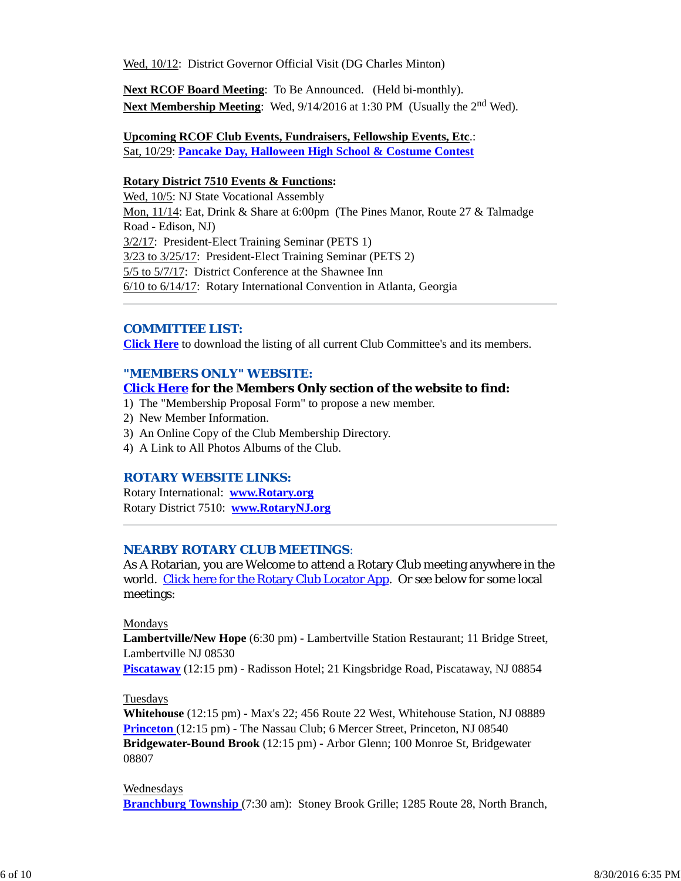Wed, 10/12: District Governor Official Visit (DG Charles Minton)

**Next RCOF Board Meeting**: To Be Announced. (Held bi-monthly).
**Next Membership Meeting**: Wed, 9/14/2016 at 1:30 PM (Usually the 2nd Wed).

**Upcoming RCOF Club Events, Fundraisers, Fellowship Events, Etc.**:
Sat, 10/29: **Pancake Day, Halloween High School & Costume Contest**

**Rotary District 7510 Events & Functions:**
Wed, 10/5: NJ State Vocational Assembly
Mon, 11/14: Eat, Drink & Share at 6:00pm (The Pines Manor, Route 27 & Talmadge Road - Edison, NJ)
3/2/17: President-Elect Training Seminar (PETS 1)
3/23 to 3/25/17: President-Elect Training Seminar (PETS 2)
5/5 to 5/7/17: District Conference at the Shawnee Inn
6/10 to 6/14/17: Rotary International Convention in Atlanta, Georgia

## COMMITTEE LIST:

**Click Here** to download the listing of all current Club Committee's and its members.

## "MEMBERS ONLY" WEBSITE:

**Click Here for the Members Only section of the website to find:**

1) The "Membership Proposal Form" to propose a new member.
2) New Member Information.
3) An Online Copy of the Club Membership Directory.
4) A Link to All Photos Albums of the Club.

## ROTARY WEBSITE LINKS:

Rotary International: **www.Rotary.org**
Rotary District 7510: **www.RotaryNJ.org**

## NEARBY ROTARY CLUB MEETINGS:

As A Rotarian, you are Welcome to attend a Rotary Club meeting anywhere in the world. Click here for the Rotary Club Locator App. Or see below for some local meetings:

Mondays
**Lambertville/New Hope** (6:30 pm) - Lambertville Station Restaurant; 11 Bridge Street, Lambertville NJ 08530
**Piscataway** (12:15 pm) - Radisson Hotel; 21 Kingsbridge Road, Piscataway, NJ 08854

Tuesdays
**Whitehouse** (12:15 pm) - Max's 22; 456 Route 22 West, Whitehouse Station, NJ 08889
**Princeton** (12:15 pm) - The Nassau Club; 6 Mercer Street, Princeton, NJ 08540
**Bridgewater-Bound Brook** (12:15 pm) - Arbor Glenn; 100 Monroe St, Bridgewater 08807

Wednesdays
**Branchburg Township** (7:30 am): Stoney Brook Grille; 1285 Route 28, North Branch,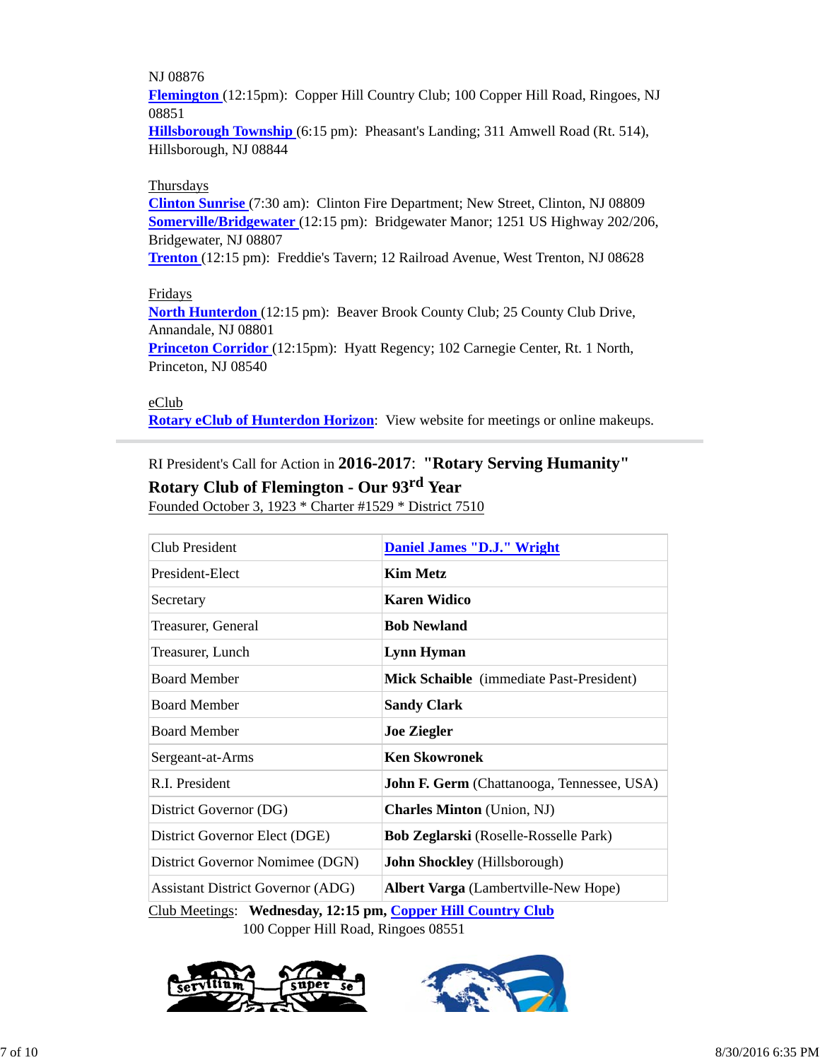NJ 08876

**Flemington** (12:15pm): Copper Hill Country Club; 100 Copper Hill Road, Ringoes, NJ 08851

**Hillsborough Township** (6:15 pm): Pheasant's Landing; 311 Amwell Road (Rt. 514), Hillsborough, NJ 08844

Thursdays

**Clinton Sunrise** (7:30 am): Clinton Fire Department; New Street, Clinton, NJ 08809

**Somerville/Bridgewater** (12:15 pm): Bridgewater Manor; 1251 US Highway 202/206, Bridgewater, NJ 08807

**Trenton** (12:15 pm): Freddie's Tavern; 12 Railroad Avenue, West Trenton, NJ 08628

Fridays

**North Hunterdon** (12:15 pm): Beaver Brook County Club; 25 County Club Drive, Annandale, NJ 08801

**Princeton Corridor** (12:15pm): Hyatt Regency; 102 Carnegie Center, Rt. 1 North, Princeton, NJ 08540

eClub

**Rotary eClub of Hunterdon Horizon**: View website for meetings or online makeups.

---

RI President's Call for Action in **2016-2017**: **"Rotary Serving Humanity"**

**Rotary Club of Flemington - Our 93rd Year**

Founded October 3, 1923 * Charter #1529 * District 7510

| | |
|---|---|
| Club President | **Daniel James "D.J." Wright** |
| President-Elect | **Kim Metz** |
| Secretary | **Karen Widico** |
| Treasurer, General | **Bob Newland** |
| Treasurer, Lunch | **Lynn Hyman** |
| Board Member | **Mick Schaible** (immediate Past-President) |
| Board Member | **Sandy Clark** |
| Board Member | **Joe Ziegler** |
| Sergeant-at-Arms | **Ken Skowronek** |
| R.I. President | **John F. Germ** (Chattanooga, Tennessee, USA) |
| District Governor (DG) | **Charles Minton** (Union, NJ) |
| District Governor Elect (DGE) | **Bob Zeglarski** (Roselle-Rosselle Park) |
| District Governor Nomimee (DGN) | **John Shockley** (Hillsborough) |
| Assistant District Governor (ADG) | **Albert Varga** (Lambertville-New Hope) |

Club Meetings: **Wednesday, 12:15 pm, Copper Hill Country Club**
100 Copper Hill Road, Ringoes 08551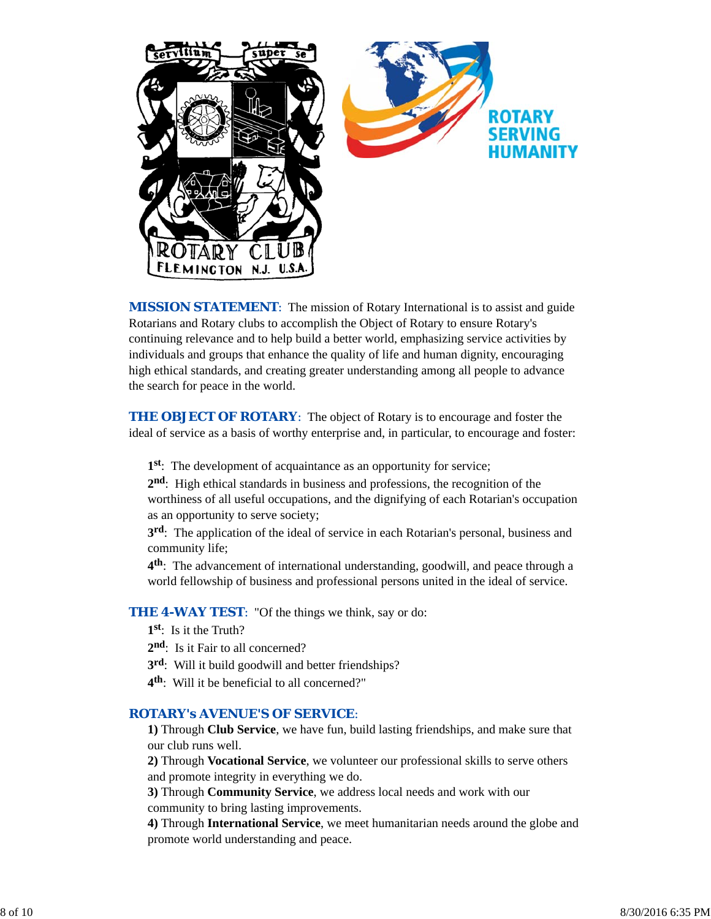**MISSION STATEMENT**: The mission of Rotary International is to assist and guide Rotarians and Rotary clubs to accomplish the Object of Rotary to ensure Rotary's continuing relevance and to help build a better world, emphasizing service activities by individuals and groups that enhance the quality of life and human dignity, encouraging high ethical standards, and creating greater understanding among all people to advance the search for peace in the world.

**THE OBJECT OF ROTARY**: The object of Rotary is to encourage and foster the ideal of service as a basis of worthy enterprise and, in particular, to encourage and foster:

**1st**: The development of acquaintance as an opportunity for service;
**2nd**: High ethical standards in business and professions, the recognition of the worthiness of all useful occupations, and the dignifying of each Rotarian's occupation as an opportunity to serve society;
**3rd**: The application of the ideal of service in each Rotarian's personal, business and community life;
**4th**: The advancement of international understanding, goodwill, and peace through a world fellowship of business and professional persons united in the ideal of service.

**THE 4-WAY TEST**: "Of the things we think, say or do:
**1st**: Is it the Truth?
**2nd**: Is it Fair to all concerned?
**3rd**: Will it build goodwill and better friendships?
**4th**: Will it be beneficial to all concerned?"

**ROTARY's AVENUE'S OF SERVICE**:
**1)** Through **Club Service**, we have fun, build lasting friendships, and make sure that our club runs well.
**2)** Through **Vocational Service**, we volunteer our professional skills to serve others and promote integrity in everything we do.
**3)** Through **Community Service**, we address local needs and work with our community to bring lasting improvements.
**4)** Through **International Service**, we meet humanitarian needs around the globe and promote world understanding and peace.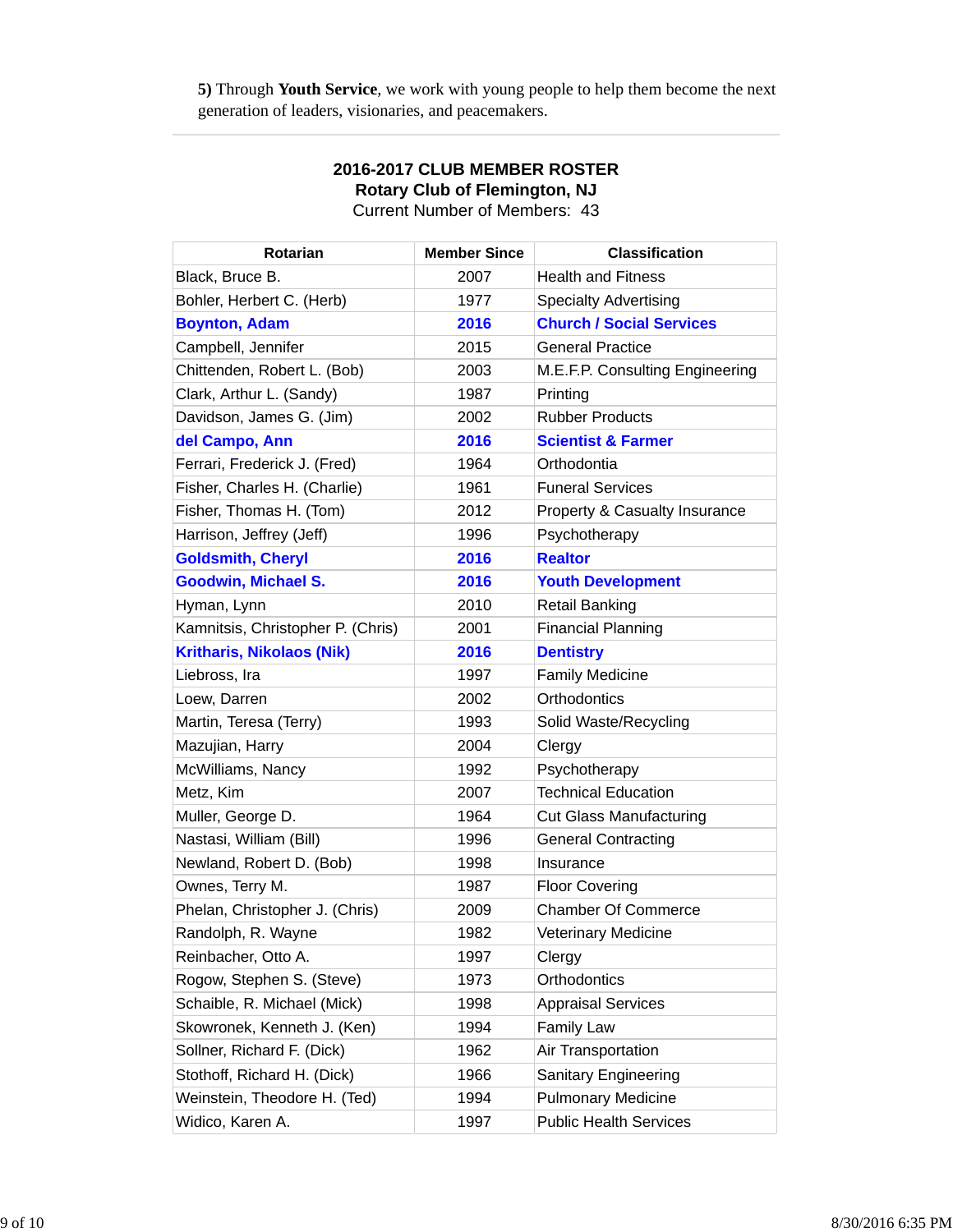**5)** Through **Youth Service**, we work with young people to help them become the next generation of leaders, visionaries, and peacemakers.

---

**2016-2017 CLUB MEMBER ROSTER**
**Rotary Club of Flemington, NJ**
Current Number of Members: 43

| Rotarian | Member Since | Classification |
|---|---|---|
| Black, Bruce B. | 2007 | Health and Fitness |
| Bohler, Herbert C. (Herb) | 1977 | Specialty Advertising |
| **Boynton, Adam** | **2016** | **Church / Social Services** |
| Campbell, Jennifer | 2015 | General Practice |
| Chittenden, Robert L. (Bob) | 2003 | M.E.F.P. Consulting Engineering |
| Clark, Arthur L. (Sandy) | 1987 | Printing |
| Davidson, James G. (Jim) | 2002 | Rubber Products |
| **del Campo, Ann** | **2016** | **Scientist & Farmer** |
| Ferrari, Frederick J. (Fred) | 1964 | Orthodontia |
| Fisher, Charles H. (Charlie) | 1961 | Funeral Services |
| Fisher, Thomas H. (Tom) | 2012 | Property & Casualty Insurance |
| Harrison, Jeffrey (Jeff) | 1996 | Psychotherapy |
| **Goldsmith, Cheryl** | **2016** | **Realtor** |
| **Goodwin, Michael S.** | **2016** | **Youth Development** |
| Hyman, Lynn | 2010 | Retail Banking |
| Kamnitsis, Christopher P. (Chris) | 2001 | Financial Planning |
| **Kritharis, Nikolaos (Nik)** | **2016** | **Dentistry** |
| Liebross, Ira | 1997 | Family Medicine |
| Loew, Darren | 2002 | Orthodontics |
| Martin, Teresa (Terry) | 1993 | Solid Waste/Recycling |
| Mazujian, Harry | 2004 | Clergy |
| McWilliams, Nancy | 1992 | Psychotherapy |
| Metz, Kim | 2007 | Technical Education |
| Muller, George D. | 1964 | Cut Glass Manufacturing |
| Nastasi, William (Bill) | 1996 | General Contracting |
| Newland, Robert D. (Bob) | 1998 | Insurance |
| Ownes, Terry M. | 1987 | Floor Covering |
| Phelan, Christopher J. (Chris) | 2009 | Chamber Of Commerce |
| Randolph, R. Wayne | 1982 | Veterinary Medicine |
| Reinbacher, Otto A. | 1997 | Clergy |
| Rogow, Stephen S. (Steve) | 1973 | Orthodontics |
| Schaible, R. Michael (Mick) | 1998 | Appraisal Services |
| Skowronek, Kenneth J. (Ken) | 1994 | Family Law |
| Sollner, Richard F. (Dick) | 1962 | Air Transportation |
| Stothoff, Richard H. (Dick) | 1966 | Sanitary Engineering |
| Weinstein, Theodore H. (Ted) | 1994 | Pulmonary Medicine |
| Widico, Karen A. | 1997 | Public Health Services |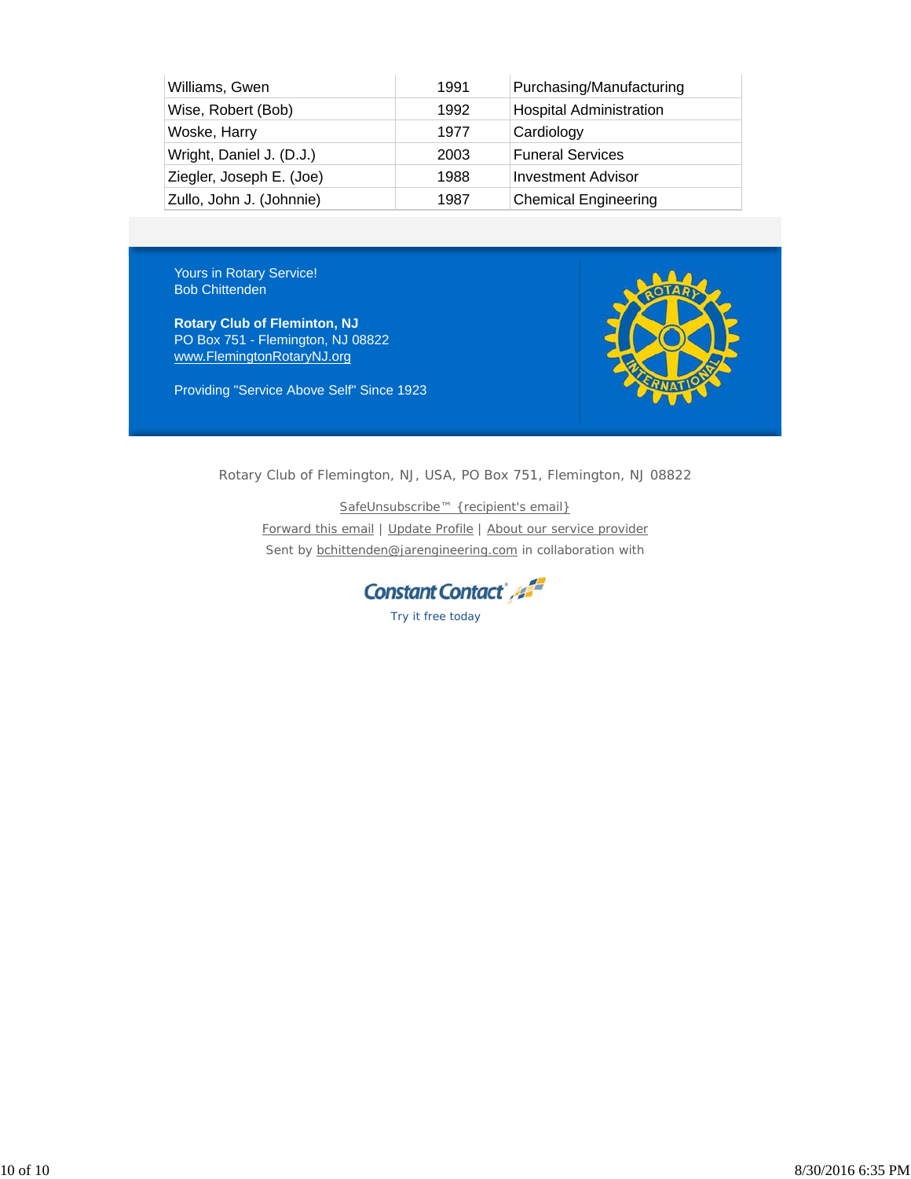| | | |
|---|---|---|
| Williams, Gwen | 1991 | Purchasing/Manufacturing |
| Wise, Robert (Bob) | 1992 | Hospital Administration |
| Woske, Harry | 1977 | Cardiology |
| Wright, Daniel J. (D.J.) | 2003 | Funeral Services |
| Ziegler, Joseph E. (Joe) | 1988 | Investment Advisor |
| Zullo, John J. (Johnnie) | 1987 | Chemical Engineering |

Yours in Rotary Service!
Bob Chittenden

**Rotary Club of Fleminton, NJ**
PO Box 751 - Flemington, NJ 08822
www.FlemingtonRotaryNJ.org

Providing "Service Above Self" Since 1923

Rotary Club of Flemington, NJ, USA, PO Box 751, Flemington, NJ 08822

SafeUnsubscribe™ {recipient's email}

Forward this email | Update Profile | About our service provider

Sent by bchittenden@jarengineering.com in collaboration with

Constant Contact

Try it free today